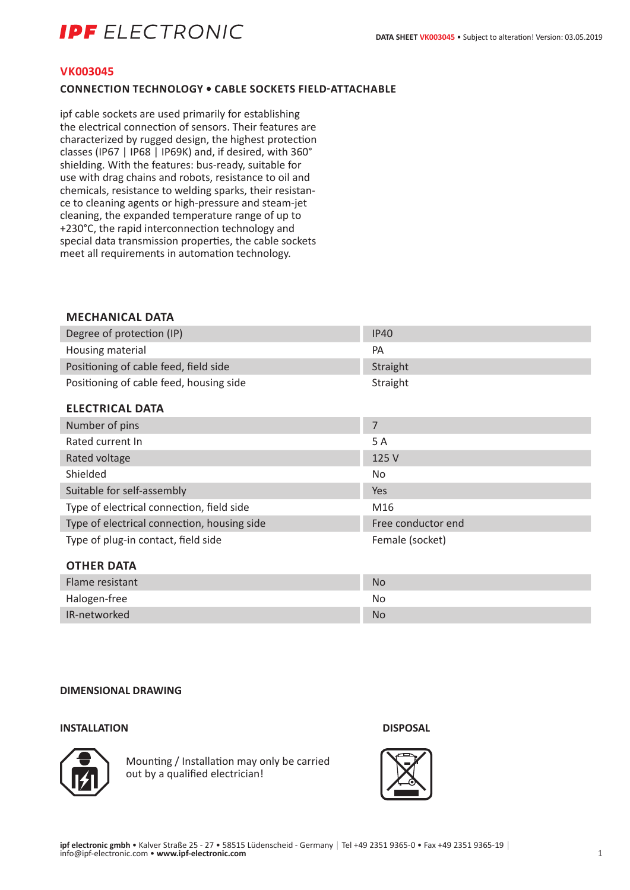# VK003045

## CONNECTION TECHNOLOGY • CABLE SOCKETS FIELD-ATTACHABLE

ipf cable sockets are used primarily for establishing the electrical connection of sensors. Their features are characterized by rugged design, the highest protection classes (IP67 | IP68 | IP69K) and, if desired, with 360° shielding. With the features: bus-ready, suitable for use with drag chains and robots, resistance to oil and chemicals, resistance to welding sparks, their resistance to cleaning agents or high-pressure and steam-jet cleaning, the expanded temperature range of up to +230°C, the rapid interconnection technology and special data transmission properties, the cable sockets meet all requirements in automation technology.

### MECHANICAL DATA

| | |
|---|---|
| Degree of protection (IP) | IP40 |
| Housing material | PA |
| Positioning of cable feed, field side | Straight |
| Positioning of cable feed, housing side | Straight |

### ELECTRICAL DATA

| | |
|---|---|
| Number of pins | 7 |
| Rated current In | 5 A |
| Rated voltage | 125 V |
| Shielded | No |
| Suitable for self-assembly | Yes |
| Type of electrical connection, field side | M16 |
| Type of electrical connection, housing side | Free conductor end |
| Type of plug-in contact, field side | Female (socket) |

### OTHER DATA

| | |
|---|---|
| Flame resistant | No |
| Halogen-free | No |
| IR-networked | No |

### DIMENSIONAL DRAWING

### INSTALLATION

Mounting / Installation may only be carried out by a qualified electrician!

### DISPOSAL

**ipf electronic gmbh** • Kalver Straße 25 - 27 • 58515 Lüdenscheid - Germany | Tel +49 2351 9365-0 • Fax +49 2351 9365-19 | info@ipf-electronic.com • **www.ipf-electronic.com**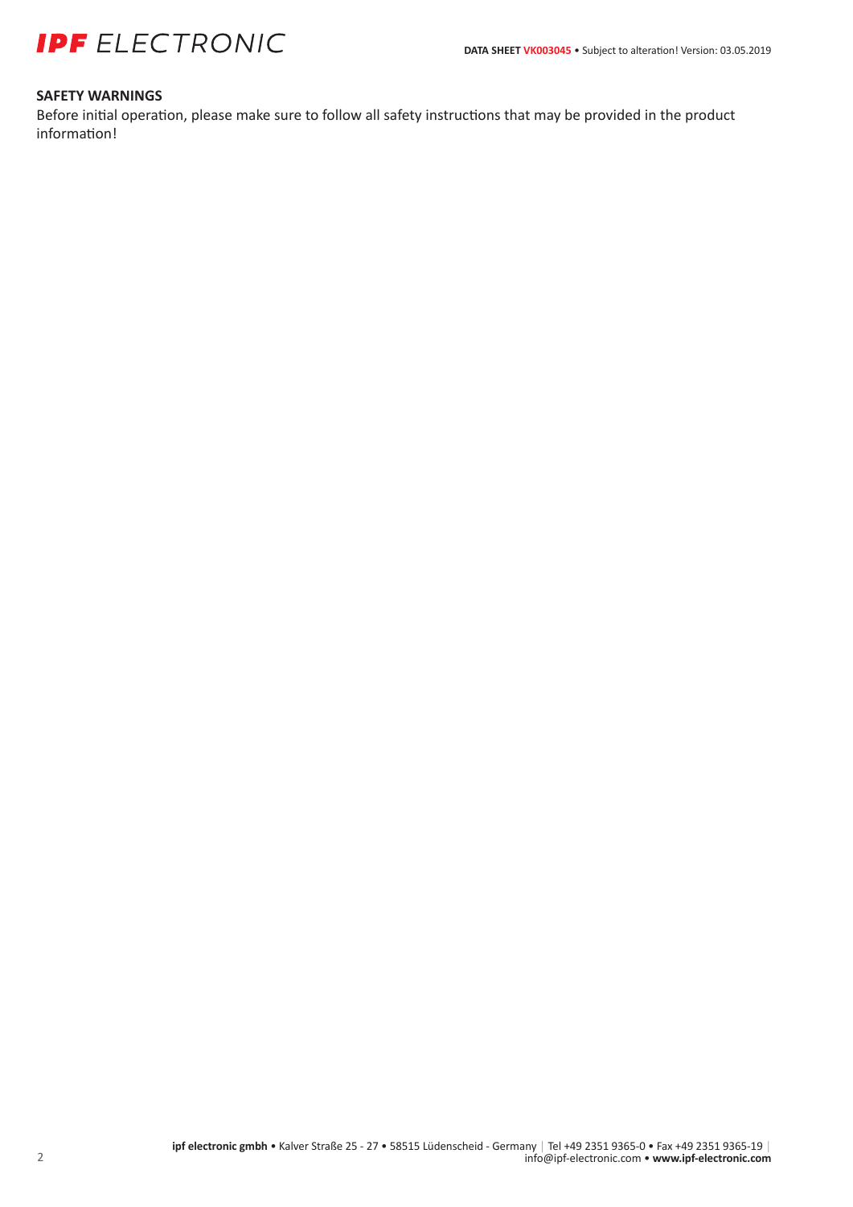**SAFETY WARNINGS**

Before initial operation, please make sure to follow all safety instructions that may be provided in the product information!